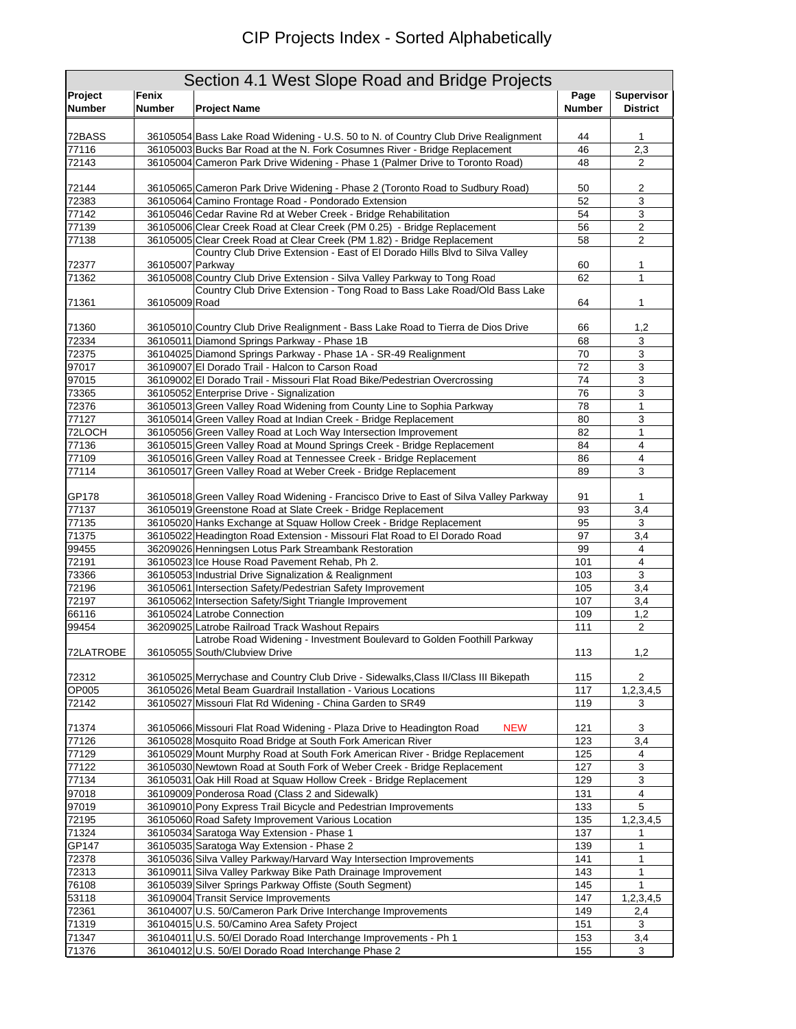# CIP Projects Index - Sorted Alphabetically

## Section 4.1 West Slope Road and Bridge Projects

| Project Number | Fenix Number | Project Name | Page Number | Supervisor District |
|---|---|---|---|---|
| 72BASS | 36105054 | Bass Lake Road Widening - U.S. 50 to N. of Country Club Drive Realignment | 44 | 1 |
| 77116 | 36105003 | Bucks Bar Road at the N. Fork Cosumnes River - Bridge Replacement | 46 | 2,3 |
| 72143 | 36105004 | Cameron Park Drive Widening - Phase 1 (Palmer Drive to Toronto Road) | 48 | 2 |
| 72144 | 36105065 | Cameron Park Drive Widening - Phase 2 (Toronto Road to Sudbury Road) | 50 | 2 |
| 72383 | 36105064 | Camino Frontage Road - Pondorado Extension | 52 | 3 |
| 77142 | 36105046 | Cedar Ravine Rd at Weber Creek - Bridge Rehabilitation | 54 | 3 |
| 77139 | 36105006 | Clear Creek Road at Clear Creek (PM 0.25) - Bridge Replacement | 56 | 2 |
| 77138 | 36105005 | Clear Creek Road at Clear Creek (PM 1.82) - Bridge Replacement | 58 | 2 |
| 72377 | 36105007 | Country Club Drive Extension - East of El Dorado Hills Blvd to Silva Valley Parkway | 60 | 1 |
| 71362 | 36105008 | Country Club Drive Extension - Silva Valley Parkway to Tong Road | 62 | 1 |
| 71361 | 36105009 | Country Club Drive Extension - Tong Road to Bass Lake Road/Old Bass Lake Road | 64 | 1 |
| 71360 | 36105010 | Country Club Drive Realignment - Bass Lake Road to Tierra de Dios Drive | 66 | 1,2 |
| 72334 | 36105011 | Diamond Springs Parkway - Phase 1B | 68 | 3 |
| 72375 | 36104025 | Diamond Springs Parkway - Phase 1A - SR-49 Realignment | 70 | 3 |
| 97017 | 36109007 | El Dorado Trail - Halcon to Carson Road | 72 | 3 |
| 97015 | 36109002 | El Dorado Trail - Missouri Flat Road Bike/Pedestrian Overcrossing | 74 | 3 |
| 73365 | 36105052 | Enterprise Drive - Signalization | 76 | 3 |
| 72376 | 36105013 | Green Valley Road Widening from County Line to Sophia Parkway | 78 | 1 |
| 77127 | 36105014 | Green Valley Road at Indian Creek - Bridge Replacement | 80 | 3 |
| 72LOCH | 36105056 | Green Valley Road at Loch Way Intersection Improvement | 82 | 1 |
| 77136 | 36105015 | Green Valley Road at Mound Springs Creek - Bridge Replacement | 84 | 4 |
| 77109 | 36105016 | Green Valley Road at Tennessee Creek - Bridge Replacement | 86 | 4 |
| 77114 | 36105017 | Green Valley Road at Weber Creek - Bridge Replacement | 89 | 3 |
| GP178 | 36105018 | Green Valley Road Widening - Francisco Drive to East of Silva Valley Parkway | 91 | 1 |
| 77137 | 36105019 | Greenstone Road at Slate Creek - Bridge Replacement | 93 | 3,4 |
| 77135 | 36105020 | Hanks Exchange at Squaw Hollow Creek - Bridge Replacement | 95 | 3 |
| 71375 | 36105022 | Headington Road Extension - Missouri Flat Road to El Dorado Road | 97 | 3,4 |
| 99455 | 36209026 | Henningsen Lotus Park Streambank Restoration | 99 | 4 |
| 72191 | 36105023 | Ice House Road Pavement Rehab, Ph 2. | 101 | 4 |
| 73366 | 36105053 | Industrial Drive Signalization & Realignment | 103 | 3 |
| 72196 | 36105061 | Intersection Safety/Pedestrian Safety Improvement | 105 | 3,4 |
| 72197 | 36105062 | Intersection Safety/Sight Triangle Improvement | 107 | 3,4 |
| 66116 | 36105024 | Latrobe Connection | 109 | 1,2 |
| 99454 | 36209025 | Latrobe Railroad Track Washout Repairs | 111 | 2 |
| 72LATROBE | 36105055 | Latrobe Road Widening - Investment Boulevard to Golden Foothill Parkway South/Clubview Drive | 113 | 1,2 |
| 72312 | 36105025 | Merrychase and Country Club Drive - Sidewalks,Class II/Class III Bikepath | 115 | 2 |
| OP005 | 36105026 | Metal Beam Guardrail Installation - Various Locations | 117 | 1,2,3,4,5 |
| 72142 | 36105027 | Missouri Flat Rd Widening - China Garden to SR49 | 119 | 3 |
| 71374 | 36105066 | Missouri Flat Road Widening - Plaza Drive to Headington Road NEW | 121 | 3 |
| 77126 | 36105028 | Mosquito Road Bridge at South Fork American River | 123 | 3,4 |
| 77129 | 36105029 | Mount Murphy Road at South Fork American River - Bridge Replacement | 125 | 4 |
| 77122 | 36105030 | Newtown Road at South Fork of Weber Creek - Bridge Replacement | 127 | 3 |
| 77134 | 36105031 | Oak Hill Road at Squaw Hollow Creek - Bridge Replacement | 129 | 3 |
| 97018 | 36109009 | Ponderosa Road (Class 2 and Sidewalk) | 131 | 4 |
| 97019 | 36109010 | Pony Express Trail Bicycle and Pedestrian Improvements | 133 | 5 |
| 72195 | 36105060 | Road Safety Improvement Various Location | 135 | 1,2,3,4,5 |
| 71324 | 36105034 | Saratoga Way Extension - Phase 1 | 137 | 1 |
| GP147 | 36105035 | Saratoga Way Extension - Phase 2 | 139 | 1 |
| 72378 | 36105036 | Silva Valley Parkway/Harvard Way Intersection Improvements | 141 | 1 |
| 72313 | 36109011 | Silva Valley Parkway Bike Path Drainage Improvement | 143 | 1 |
| 76108 | 36105039 | Silver Springs Parkway Offiste (South Segment) | 145 | 1 |
| 53118 | 36109004 | Transit Service Improvements | 147 | 1,2,3,4,5 |
| 72361 | 36104007 | U.S. 50/Cameron Park Drive Interchange Improvements | 149 | 2,4 |
| 71319 | 36104015 | U.S. 50/Camino Area Safety Project | 151 | 3 |
| 71347 | 36104011 | U.S. 50/El Dorado Road Interchange Improvements - Ph 1 | 153 | 3,4 |
| 71376 | 36104012 | U.S. 50/El Dorado Road Interchange Phase 2 | 155 | 3 |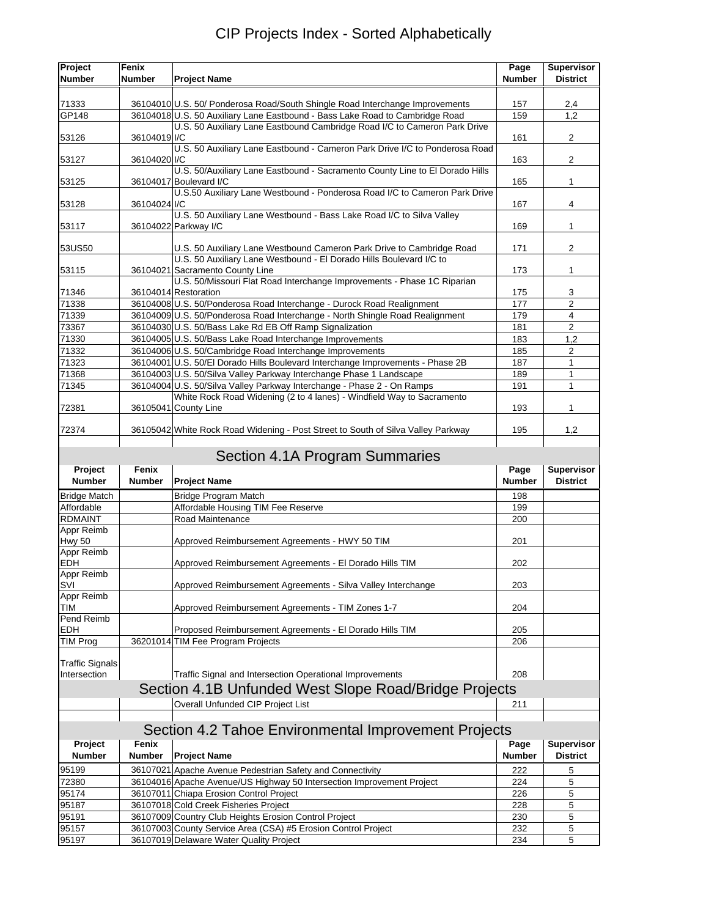# CIP Projects Index - Sorted Alphabetically

| Project Number | Fenix Number | Project Name | Page Number | Supervisor District |
|---|---|---|---|---|
| 71333 | 36104010 | U.S. 50/ Ponderosa Road/South Shingle Road Interchange Improvements | 157 | 2,4 |
| GP148 | 36104018 | U.S. 50 Auxiliary Lane Eastbound - Bass Lake Road to Cambridge Road | 159 | 1,2 |
| 53126 | 36104019 | U.S. 50 Auxiliary Lane Eastbound Cambridge Road I/C to Cameron Park Drive I/C | 161 | 2 |
| 53127 | 36104020 | U.S. 50 Auxiliary Lane Eastbound - Cameron Park Drive I/C to Ponderosa Road I/C | 163 | 2 |
| 53125 | 36104017 | U.S. 50/Auxiliary Lane Eastbound - Sacramento County Line to El Dorado Hills Boulevard I/C | 165 | 1 |
| 53128 | 36104024 | U.S.50 Auxiliary Lane Westbound - Ponderosa Road I/C to Cameron Park Drive I/C | 167 | 4 |
| 53117 | 36104022 | U.S. 50 Auxiliary Lane Westbound - Bass Lake Road I/C to Silva Valley Parkway I/C | 169 | 1 |
| 53US50 | | U.S. 50 Auxiliary Lane Westbound Cameron Park Drive to Cambridge Road | 171 | 2 |
| 53115 | 36104021 | U.S. 50 Auxiliary Lane Westbound - El Dorado Hills Boulevard I/C to Sacramento County Line | 173 | 1 |
| 71346 | 36104014 | U.S. 50/Missouri Flat Road Interchange Improvements - Phase 1C Riparian Restoration | 175 | 3 |
| 71338 | 36104008 | U.S. 50/Ponderosa Road Interchange - Durock Road Realignment | 177 | 2 |
| 71339 | 36104009 | U.S. 50/Ponderosa Road Interchange - North Shingle Road Realignment | 179 | 4 |
| 73367 | 36104030 | U.S. 50/Bass Lake Rd EB Off Ramp Signalization | 181 | 2 |
| 71330 | 36104005 | U.S. 50/Bass Lake Road Interchange Improvements | 183 | 1,2 |
| 71332 | 36104006 | U.S. 50/Cambridge Road Interchange Improvements | 185 | 2 |
| 71323 | 36104001 | U.S. 50/El Dorado Hills Boulevard Interchange Improvements - Phase 2B | 187 | 1 |
| 71368 | 36104003 | U.S. 50/Silva Valley Parkway Interchange Phase 1 Landscape | 189 | 1 |
| 71345 | 36104004 | U.S. 50/Silva Valley Parkway Interchange - Phase 2 - On Ramps | 191 | 1 |
| 72381 | 36105041 | White Rock Road Widening (2 to 4 lanes) - Windfield Way to Sacramento County Line | 193 | 1 |
| 72374 | 36105042 | White Rock Road Widening - Post Street to South of Silva Valley Parkway | 195 | 1,2 |

## Section 4.1A Program Summaries

| Project Number | Fenix Number | Project Name | Page Number | Supervisor District |
|---|---|---|---|---|
| Bridge Match | | Bridge Program Match | 198 | |
| Affordable | | Affordable Housing TIM Fee Reserve | 199 | |
| RDMAINT | | Road Maintenance | 200 | |
| Appr Reimb Hwy 50 | | Approved Reimbursement Agreements - HWY 50 TIM | 201 | |
| Appr Reimb EDH | | Approved Reimbursement Agreements - El Dorado Hills TIM | 202 | |
| Appr Reimb SVI | | Approved Reimbursement Agreements - Silva Valley Interchange | 203 | |
| Appr Reimb TIM | | Approved Reimbursement Agreements - TIM Zones 1-7 | 204 | |
| Pend Reimb EDH | | Proposed Reimbursement Agreements - El Dorado Hills TIM | 205 | |
| TIM Prog | 36201014 | TIM Fee Program Projects | 206 | |
| Traffic Signals Intersection | | Traffic Signal and Intersection Operational Improvements | 208 | |

## Section 4.1B Unfunded West Slope Road/Bridge Projects

| Project Number | Fenix Number | Project Name | Page Number | Supervisor District |
|---|---|---|---|---|
| | | Overall Unfunded CIP Project List | 211 | |

## Section 4.2 Tahoe Environmental Improvement Projects

| Project Number | Fenix Number | Project Name | Page Number | Supervisor District |
|---|---|---|---|---|
| 95199 | 36107021 | Apache Avenue Pedestrian Safety and Connectivity | 222 | 5 |
| 72380 | 36104016 | Apache Avenue/US Highway 50 Intersection Improvement Project | 224 | 5 |
| 95174 | 36107011 | Chiapa Erosion Control Project | 226 | 5 |
| 95187 | 36107018 | Cold Creek Fisheries Project | 228 | 5 |
| 95191 | 36107009 | Country Club Heights Erosion Control Project | 230 | 5 |
| 95157 | 36107003 | County Service Area (CSA) #5 Erosion Control Project | 232 | 5 |
| 95197 | 36107019 | Delaware Water Quality Project | 234 | 5 |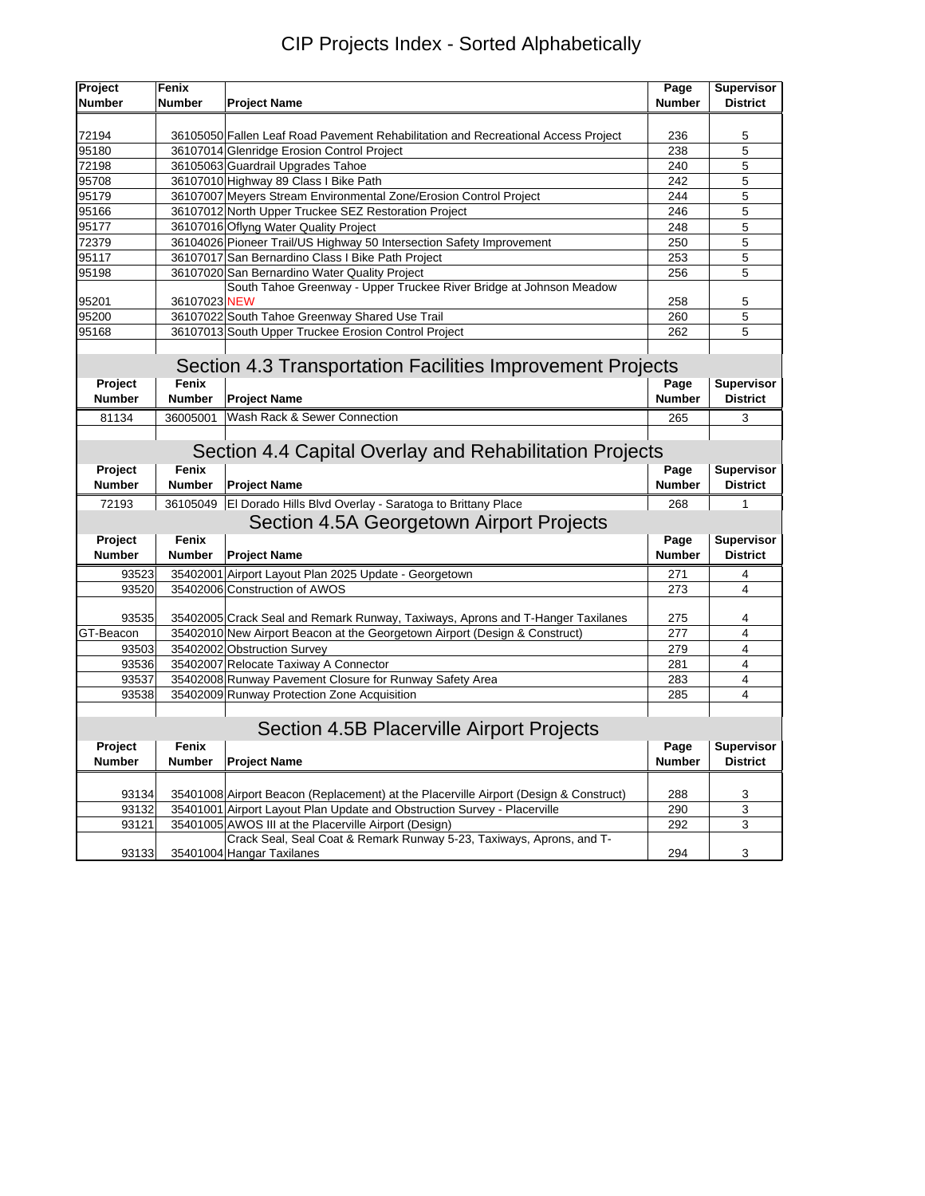# CIP Projects Index - Sorted Alphabetically

| Project Number | Fenix Number | Project Name | Page Number | Supervisor District |
|---|---|---|---|---|
| 72194 | 36105050 | Fallen Leaf Road Pavement Rehabilitation and Recreational Access Project | 236 | 5 |
| 95180 | 36107014 | Glenridge Erosion Control Project | 238 | 5 |
| 72198 | 36105063 | Guardrail Upgrades Tahoe | 240 | 5 |
| 95708 | 36107010 | Highway 89 Class I Bike Path | 242 | 5 |
| 95179 | 36107007 | Meyers Stream Environmental Zone/Erosion Control Project | 244 | 5 |
| 95166 | 36107012 | North Upper Truckee SEZ Restoration Project | 246 | 5 |
| 95177 | 36107016 | Oflyng Water Quality Project | 248 | 5 |
| 72379 | 36104026 | Pioneer Trail/US Highway 50 Intersection Safety Improvement | 250 | 5 |
| 95117 | 36107017 | San Bernardino Class I Bike Path Project | 253 | 5 |
| 95198 | 36107020 | San Bernardino Water Quality Project | 256 | 5 |
| 95201 | 36107023 | South Tahoe Greenway - Upper Truckee River Bridge at Johnson Meadow NEW | 258 | 5 |
| 95200 | 36107022 | South Tahoe Greenway Shared Use Trail | 260 | 5 |
| 95168 | 36107013 | South Upper Truckee Erosion Control Project | 262 | 5 |

## Section 4.3 Transportation Facilities Improvement Projects

| Project Number | Fenix Number | Project Name | Page Number | Supervisor District |
|---|---|---|---|---|
| 81134 | 36005001 | Wash Rack & Sewer Connection | 265 | 3 |

## Section 4.4 Capital Overlay and Rehabilitation Projects

| Project Number | Fenix Number | Project Name | Page Number | Supervisor District |
|---|---|---|---|---|
| 72193 | 36105049 | El Dorado Hills Blvd Overlay - Saratoga to Brittany Place | 268 | 1 |

## Section 4.5A Georgetown Airport Projects

| Project Number | Fenix Number | Project Name | Page Number | Supervisor District |
|---|---|---|---|---|
| 93523 | 35402001 | Airport Layout Plan 2025 Update - Georgetown | 271 | 4 |
| 93520 | 35402006 | Construction of AWOS | 273 | 4 |
| 93535 | 35402005 | Crack Seal and Remark Runway, Taxiways, Aprons and T-Hanger Taxilanes | 275 | 4 |
| GT-Beacon | 35402010 | New Airport Beacon at the Georgetown Airport (Design & Construct) | 277 | 4 |
| 93503 | 35402002 | Obstruction Survey | 279 | 4 |
| 93536 | 35402007 | Relocate Taxiway A Connector | 281 | 4 |
| 93537 | 35402008 | Runway Pavement Closure for Runway Safety Area | 283 | 4 |
| 93538 | 35402009 | Runway Protection Zone Acquisition | 285 | 4 |

## Section 4.5B Placerville Airport Projects

| Project Number | Fenix Number | Project Name | Page Number | Supervisor District |
|---|---|---|---|---|
| 93134 | 35401008 | Airport Beacon (Replacement) at the Placerville Airport (Design & Construct) | 288 | 3 |
| 93132 | 35401001 | Airport Layout Plan Update and Obstruction Survey - Placerville | 290 | 3 |
| 93121 | 35401005 | AWOS III at the Placerville Airport (Design) | 292 | 3 |
| 93133 | 35401004 | Crack Seal, Seal Coat & Remark Runway 5-23, Taxiways, Aprons, and T-Hangar Taxilanes | 294 | 3 |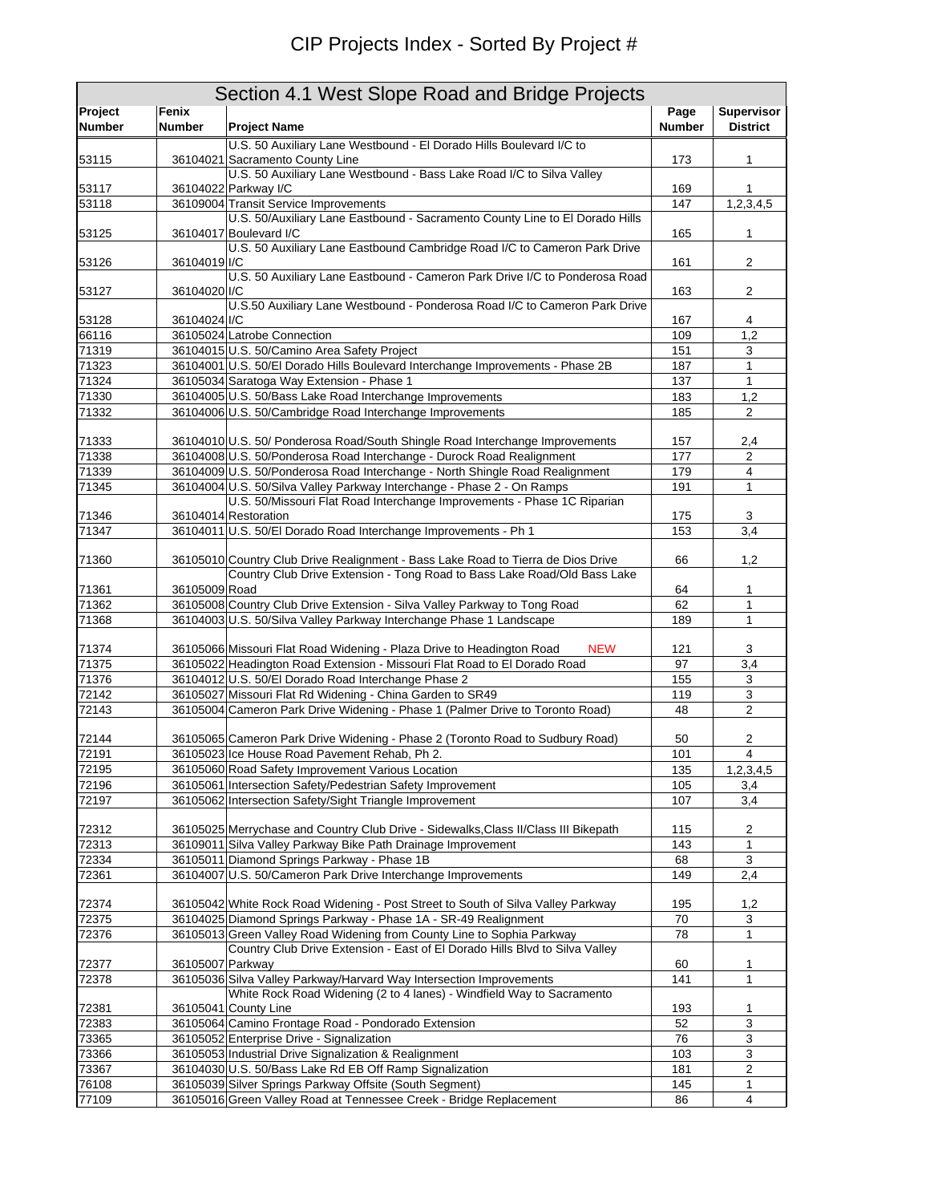# CIP Projects Index - Sorted By Project #

## Section 4.1 West Slope Road and Bridge Projects

| Project Number | Fenix Number | Project Name | Page Number | Supervisor District |
|---|---|---|---|---|
| 53115 | 36104021 | U.S. 50 Auxiliary Lane Westbound - El Dorado Hills Boulevard I/C to Sacramento County Line | 173 | 1 |
| 53117 | 36104022 | U.S. 50 Auxiliary Lane Westbound - Bass Lake Road I/C to Silva Valley Parkway I/C | 169 | 1 |
| 53118 | 36109004 | Transit Service Improvements | 147 | 1,2,3,4,5 |
| 53125 | 36104017 | U.S. 50/Auxiliary Lane Eastbound - Sacramento County Line to El Dorado Hills Boulevard I/C | 165 | 1 |
| 53126 | 36104019 | U.S. 50 Auxiliary Lane Eastbound Cambridge Road I/C to Cameron Park Drive I/C | 161 | 2 |
| 53127 | 36104020 | U.S. 50 Auxiliary Lane Eastbound - Cameron Park Drive I/C to Ponderosa Road I/C | 163 | 2 |
| 53128 | 36104024 | U.S.50 Auxiliary Lane Westbound - Ponderosa Road I/C to Cameron Park Drive I/C | 167 | 4 |
| 66116 | 36105024 | Latrobe Connection | 109 | 1,2 |
| 71319 | 36104015 | U.S. 50/Camino Area Safety Project | 151 | 3 |
| 71323 | 36104001 | U.S. 50/El Dorado Hills Boulevard Interchange Improvements - Phase 2B | 187 | 1 |
| 71324 | 36105034 | Saratoga Way Extension - Phase 1 | 137 | 1 |
| 71330 | 36104005 | U.S. 50/Bass Lake Road Interchange Improvements | 183 | 1,2 |
| 71332 | 36104006 | U.S. 50/Cambridge Road Interchange Improvements | 185 | 2 |
| 71333 | 36104010 | U.S. 50/ Ponderosa Road/South Shingle Road Interchange Improvements | 157 | 2,4 |
| 71338 | 36104008 | U.S. 50/Ponderosa Road Interchange - Durock Road Realignment | 177 | 2 |
| 71339 | 36104009 | U.S. 50/Ponderosa Road Interchange - North Shingle Road Realignment | 179 | 4 |
| 71345 | 36104004 | U.S. 50/Silva Valley Parkway Interchange - Phase 2 - On Ramps | 191 | 1 |
| 71346 | 36104014 | U.S. 50/Missouri Flat Road Interchange Improvements - Phase 1C Riparian Restoration | 175 | 3 |
| 71347 | 36104011 | U.S. 50/El Dorado Road Interchange Improvements - Ph 1 | 153 | 3,4 |
| 71360 | 36105010 | Country Club Drive Realignment - Bass Lake Road to Tierra de Dios Drive | 66 | 1,2 |
| 71361 | 36105009 | Country Club Drive Extension - Tong Road to Bass Lake Road/Old Bass Lake Road | 64 | 1 |
| 71362 | 36105008 | Country Club Drive Extension - Silva Valley Parkway to Tong Road | 62 | 1 |
| 71368 | 36104003 | U.S. 50/Silva Valley Parkway Interchange Phase 1 Landscape | 189 | 1 |
| 71374 | 36105066 | Missouri Flat Road Widening - Plaza Drive to Headington Road NEW | 121 | 3 |
| 71375 | 36105022 | Headington Road Extension - Missouri Flat Road to El Dorado Road | 97 | 3,4 |
| 71376 | 36104012 | U.S. 50/El Dorado Road Interchange Phase 2 | 155 | 3 |
| 72142 | 36105027 | Missouri Flat Rd Widening - China Garden to SR49 | 119 | 3 |
| 72143 | 36105004 | Cameron Park Drive Widening - Phase 1 (Palmer Drive to Toronto Road) | 48 | 2 |
| 72144 | 36105065 | Cameron Park Drive Widening - Phase 2 (Toronto Road to Sudbury Road) | 50 | 2 |
| 72191 | 36105023 | Ice House Road Pavement Rehab, Ph 2. | 101 | 4 |
| 72195 | 36105060 | Road Safety Improvement Various Location | 135 | 1,2,3,4,5 |
| 72196 | 36105061 | Intersection Safety/Pedestrian Safety Improvement | 105 | 3,4 |
| 72197 | 36105062 | Intersection Safety/Sight Triangle Improvement | 107 | 3,4 |
| 72312 | 36105025 | Merrychase and Country Club Drive - Sidewalks,Class II/Class III Bikepath | 115 | 2 |
| 72313 | 36109011 | Silva Valley Parkway Bike Path Drainage Improvement | 143 | 1 |
| 72334 | 36105011 | Diamond Springs Parkway - Phase 1B | 68 | 3 |
| 72361 | 36104007 | U.S. 50/Cameron Park Drive Interchange Improvements | 149 | 2,4 |
| 72374 | 36105042 | White Rock Road Widening - Post Street to South of Silva Valley Parkway | 195 | 1,2 |
| 72375 | 36104025 | Diamond Springs Parkway - Phase 1A - SR-49 Realignment | 70 | 3 |
| 72376 | 36105013 | Green Valley Road Widening from County Line to Sophia Parkway | 78 | 1 |
| 72377 | 36105007 | Country Club Drive Extension - East of El Dorado Hills Blvd to Silva Valley Parkway | 60 | 1 |
| 72378 | 36105036 | Silva Valley Parkway/Harvard Way Intersection Improvements | 141 | 1 |
| 72381 | 36105041 | White Rock Road Widening (2 to 4 lanes) - Windfield Way to Sacramento County Line | 193 | 1 |
| 72383 | 36105064 | Camino Frontage Road - Pondorado Extension | 52 | 3 |
| 73365 | 36105052 | Enterprise Drive - Signalization | 76 | 3 |
| 73366 | 36105053 | Industrial Drive Signalization & Realignment | 103 | 3 |
| 73367 | 36104030 | U.S. 50/Bass Lake Rd EB Off Ramp Signalization | 181 | 2 |
| 76108 | 36105039 | Silver Springs Parkway Offsite (South Segment) | 145 | 1 |
| 77109 | 36105016 | Green Valley Road at Tennessee Creek - Bridge Replacement | 86 | 4 |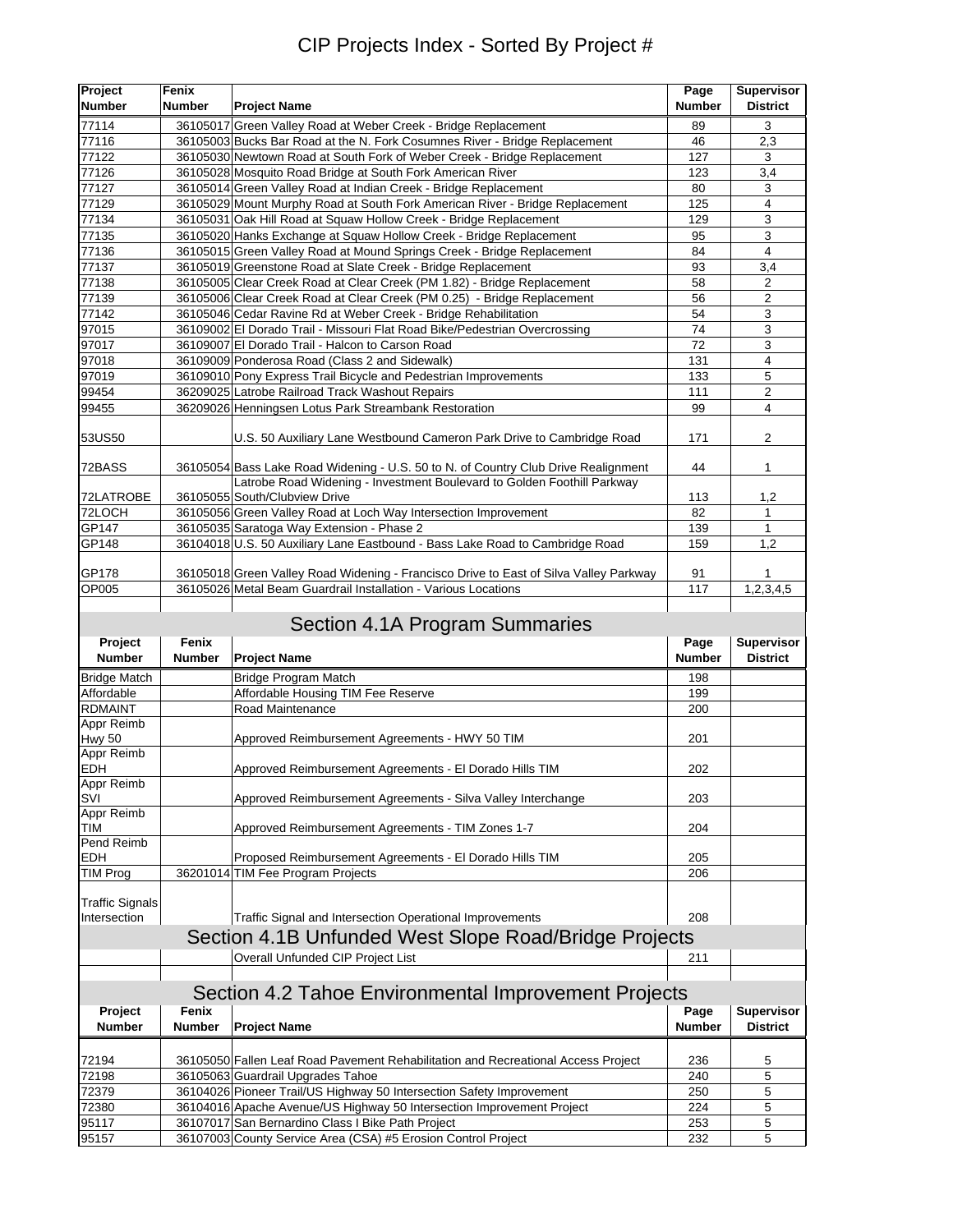# CIP Projects Index - Sorted By Project #

| Project Number | Fenix Number | Project Name | Page Number | Supervisor District |
|---|---|---|---|---|
| 77114 | 36105017 | Green Valley Road at Weber Creek - Bridge Replacement | 89 | 3 |
| 77116 | 36105003 | Bucks Bar Road at the N. Fork Cosumnes River - Bridge Replacement | 46 | 2,3 |
| 77122 | 36105030 | Newtown Road at South Fork of Weber Creek - Bridge Replacement | 127 | 3 |
| 77126 | 36105028 | Mosquito Road Bridge at South Fork American River | 123 | 3,4 |
| 77127 | 36105014 | Green Valley Road at Indian Creek - Bridge Replacement | 80 | 3 |
| 77129 | 36105029 | Mount Murphy Road at South Fork American River - Bridge Replacement | 125 | 4 |
| 77134 | 36105031 | Oak Hill Road at Squaw Hollow Creek - Bridge Replacement | 129 | 3 |
| 77135 | 36105020 | Hanks Exchange at Squaw Hollow Creek - Bridge Replacement | 95 | 3 |
| 77136 | 36105015 | Green Valley Road at Mound Springs Creek - Bridge Replacement | 84 | 4 |
| 77137 | 36105019 | Greenstone Road at Slate Creek - Bridge Replacement | 93 | 3,4 |
| 77138 | 36105005 | Clear Creek Road at Clear Creek (PM 1.82) - Bridge Replacement | 58 | 2 |
| 77139 | 36105006 | Clear Creek Road at Clear Creek (PM 0.25) - Bridge Replacement | 56 | 2 |
| 77142 | 36105046 | Cedar Ravine Rd at Weber Creek - Bridge Rehabilitation | 54 | 3 |
| 97015 | 36109002 | El Dorado Trail - Missouri Flat Road Bike/Pedestrian Overcrossing | 74 | 3 |
| 97017 | 36109007 | El Dorado Trail - Halcon to Carson Road | 72 | 3 |
| 97018 | 36109009 | Ponderosa Road (Class 2 and Sidewalk) | 131 | 4 |
| 97019 | 36109010 | Pony Express Trail Bicycle and Pedestrian Improvements | 133 | 5 |
| 99454 | 36209025 | Latrobe Railroad Track Washout Repairs | 111 | 2 |
| 99455 | 36209026 | Henningsen Lotus Park Streambank Restoration | 99 | 4 |
| 53US50 | | U.S. 50 Auxiliary Lane Westbound Cameron Park Drive to Cambridge Road | 171 | 2 |
| 72BASS | 36105054 | Bass Lake Road Widening - U.S. 50 to N. of Country Club Drive Realignment | 44 | 1 |
| 72LATROBE | 36105055 | Latrobe Road Widening - Investment Boulevard to Golden Foothill Parkway South/Clubview Drive | 113 | 1,2 |
| 72LOCH | 36105056 | Green Valley Road at Loch Way Intersection Improvement | 82 | 1 |
| GP147 | 36105035 | Saratoga Way Extension - Phase 2 | 139 | 1 |
| GP148 | 36104018 | U.S. 50 Auxiliary Lane Eastbound - Bass Lake Road to Cambridge Road | 159 | 1,2 |
| GP178 | 36105018 | Green Valley Road Widening - Francisco Drive to East of Silva Valley Parkway | 91 | 1 |
| OP005 | 36105026 | Metal Beam Guardrail Installation - Various Locations | 117 | 1,2,3,4,5 |

## Section 4.1A Program Summaries

| Project Number | Fenix Number | Project Name | Page Number | Supervisor District |
|---|---|---|---|---|
| Bridge Match | | Bridge Program Match | 198 | |
| Affordable | | Affordable Housing TIM Fee Reserve | 199 | |
| RDMAINT | | Road Maintenance | 200 | |
| Appr Reimb Hwy 50 | | Approved Reimbursement Agreements - HWY 50 TIM | 201 | |
| Appr Reimb EDH | | Approved Reimbursement Agreements - El Dorado Hills TIM | 202 | |
| Appr Reimb SVI | | Approved Reimbursement Agreements - Silva Valley Interchange | 203 | |
| Appr Reimb TIM | | Approved Reimbursement Agreements - TIM Zones 1-7 | 204 | |
| Pend Reimb EDH | | Proposed Reimbursement Agreements - El Dorado Hills TIM | 205 | |
| TIM Prog | 36201014 | TIM Fee Program Projects | 206 | |
| Traffic Signals Intersection | | Traffic Signal and Intersection Operational Improvements | 208 | |

## Section 4.1B Unfunded West Slope Road/Bridge Projects

| Project Number | Fenix Number | Project Name | Page Number | Supervisor District |
|---|---|---|---|---|
| | | Overall Unfunded CIP Project List | 211 | |

## Section 4.2 Tahoe Environmental Improvement Projects

| Project Number | Fenix Number | Project Name | Page Number | Supervisor District |
|---|---|---|---|---|
| 72194 | 36105050 | Fallen Leaf Road Pavement Rehabilitation and Recreational Access Project | 236 | 5 |
| 72198 | 36105063 | Guardrail Upgrades Tahoe | 240 | 5 |
| 72379 | 36104026 | Pioneer Trail/US Highway 50 Intersection Safety Improvement | 250 | 5 |
| 72380 | 36104016 | Apache Avenue/US Highway 50 Intersection Improvement Project | 224 | 5 |
| 95117 | 36107017 | San Bernardino Class I Bike Path Project | 253 | 5 |
| 95157 | 36107003 | County Service Area (CSA) #5 Erosion Control Project | 232 | 5 |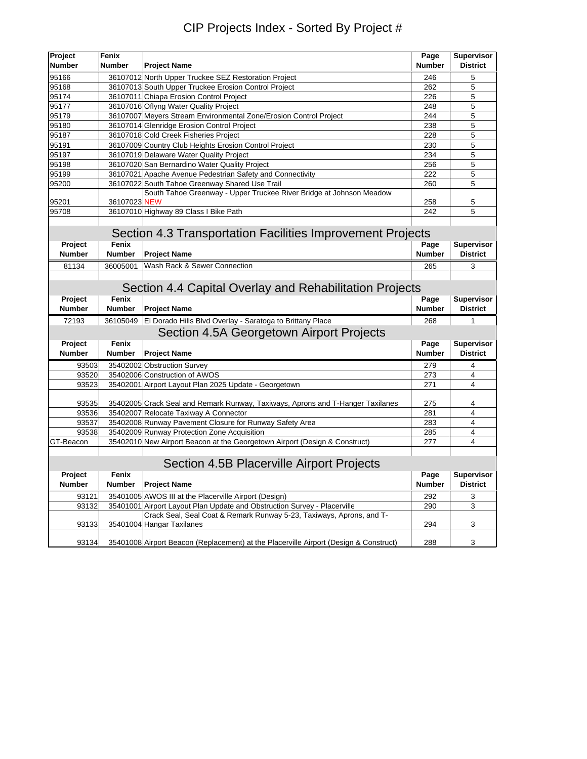# CIP Projects Index - Sorted By Project #

| Project Number | Fenix Number | Project Name | Page Number | Supervisor District |
|---|---|---|---|---|
| 95166 | 36107012 | North Upper Truckee SEZ Restoration Project | 246 | 5 |
| 95168 | 36107013 | South Upper Truckee Erosion Control Project | 262 | 5 |
| 95174 | 36107011 | Chiapa Erosion Control Project | 226 | 5 |
| 95177 | 36107016 | Oflyng Water Quality Project | 248 | 5 |
| 95179 | 36107007 | Meyers Stream Environmental Zone/Erosion Control Project | 244 | 5 |
| 95180 | 36107014 | Glenridge Erosion Control Project | 238 | 5 |
| 95187 | 36107018 | Cold Creek Fisheries Project | 228 | 5 |
| 95191 | 36107009 | Country Club Heights Erosion Control Project | 230 | 5 |
| 95197 | 36107019 | Delaware Water Quality Project | 234 | 5 |
| 95198 | 36107020 | San Bernardino Water Quality Project | 256 | 5 |
| 95199 | 36107021 | Apache Avenue Pedestrian Safety and Connectivity | 222 | 5 |
| 95200 | 36107022 | South Tahoe Greenway Shared Use Trail | 260 | 5 |
| 95201 | 36107023 NEW | South Tahoe Greenway - Upper Truckee River Bridge at Johnson Meadow | 258 | 5 |
| 95708 | 36107010 | Highway 89 Class I Bike Path | 242 | 5 |

## Section 4.3 Transportation Facilities Improvement Projects

| Project Number | Fenix Number | Project Name | Page Number | Supervisor District |
|---|---|---|---|---|
| 81134 | 36005001 | Wash Rack & Sewer Connection | 265 | 3 |

## Section 4.4 Capital Overlay and Rehabilitation Projects

| Project Number | Fenix Number | Project Name | Page Number | Supervisor District |
|---|---|---|---|---|
| 72193 | 36105049 | El Dorado Hills Blvd Overlay - Saratoga to Brittany Place | 268 | 1 |

## Section 4.5A Georgetown Airport Projects

| Project Number | Fenix Number | Project Name | Page Number | Supervisor District |
|---|---|---|---|---|
| 93503 | 35402002 | Obstruction Survey | 279 | 4 |
| 93520 | 35402006 | Construction of AWOS | 273 | 4 |
| 93523 | 35402001 | Airport Layout Plan 2025 Update - Georgetown | 271 | 4 |
| 93535 | 35402005 | Crack Seal and Remark Runway, Taxiways, Aprons and T-Hanger Taxilanes | 275 | 4 |
| 93536 | 35402007 | Relocate Taxiway A Connector | 281 | 4 |
| 93537 | 35402008 | Runway Pavement Closure for Runway Safety Area | 283 | 4 |
| 93538 | 35402009 | Runway Protection Zone Acquisition | 285 | 4 |
| GT-Beacon | 35402010 | New Airport Beacon at the Georgetown Airport (Design & Construct) | 277 | 4 |

## Section 4.5B Placerville Airport Projects

| Project Number | Fenix Number | Project Name | Page Number | Supervisor District |
|---|---|---|---|---|
| 93121 | 35401005 | AWOS III at the Placerville Airport (Design) | 292 | 3 |
| 93132 | 35401001 | Airport Layout Plan Update and Obstruction Survey - Placerville | 290 | 3 |
| 93133 | 35401004 | Crack Seal, Seal Coat & Remark Runway 5-23, Taxiways, Aprons, and T-Hangar Taxilanes | 294 | 3 |
| 93134 | 35401008 | Airport Beacon (Replacement) at the Placerville Airport (Design & Construct) | 288 | 3 |